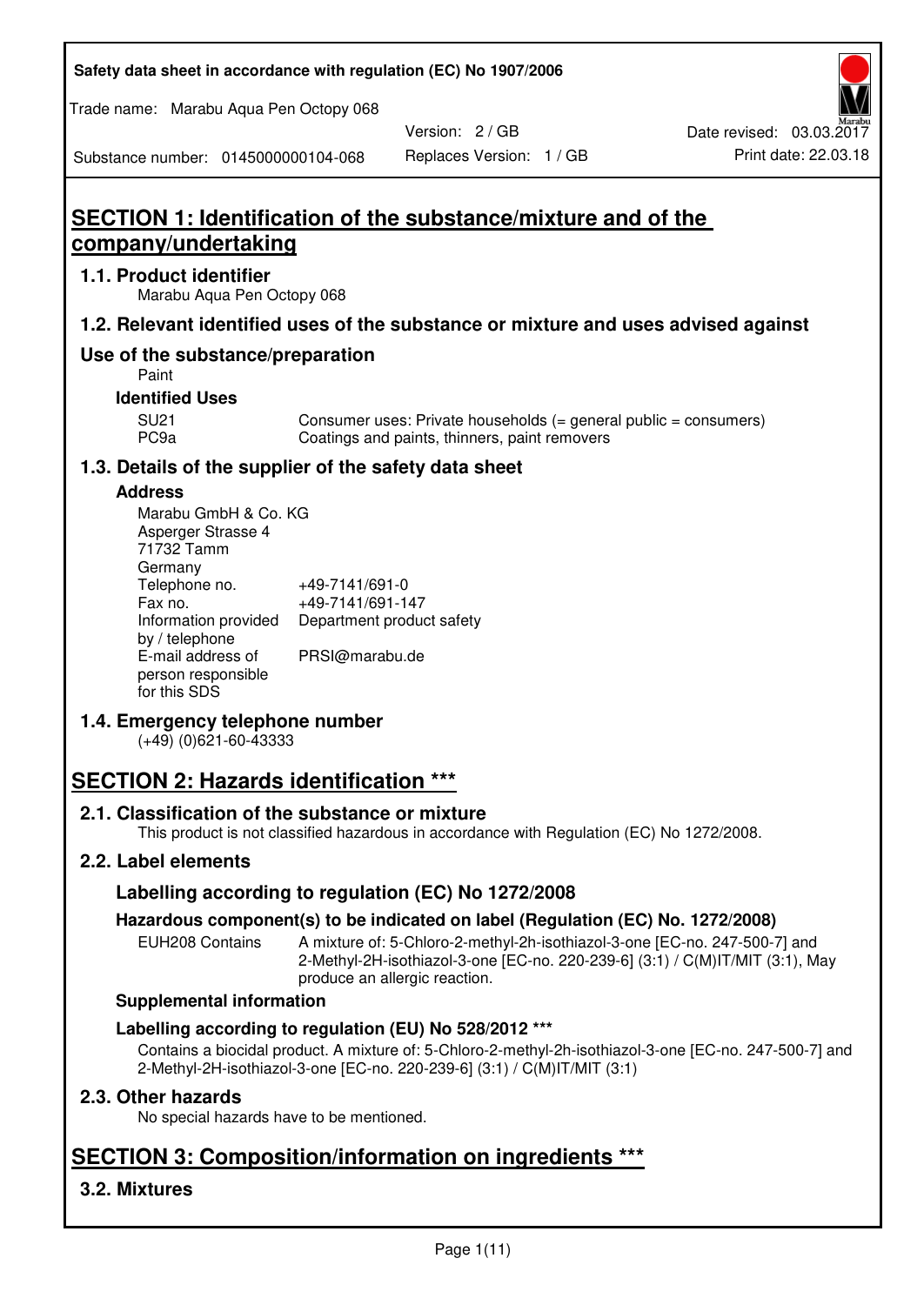# SECTION 1: Identification of the substance/mixture and of the company/undertaking

## 1.1. Product identifier

Marabu Aqua Pen Octopy 068

## 1.2. Relevant identified uses of the substance or mixture and uses advised against

## Use of the substance/preparation

Paint

### Identified Uses

| | |
|---|---|
| SU21 | Consumer uses: Private households (= general public = consumers) |
| PC9a | Coatings and paints, thinners, paint removers |

## 1.3. Details of the supplier of the safety data sheet

### Address

Marabu GmbH & Co. KG
Asperger Strasse 4
71732 Tamm
Germany

| | |
|---|---|
| Telephone no. | +49-7141/691-0 |
| Fax no. | +49-7141/691-147 |
| Information provided by / telephone | Department product safety |
| E-mail address of person responsible for this SDS | PRSI@marabu.de |

## 1.4. Emergency telephone number

(+49) (0)621-60-43333

# SECTION 2: Hazards identification ***

## 2.1. Classification of the substance or mixture

This product is not classified hazardous in accordance with Regulation (EC) No 1272/2008.

## 2.2. Label elements

### Labelling according to regulation (EC) No 1272/2008

### Hazardous component(s) to be indicated on label (Regulation (EC) No. 1272/2008)

EUH208 Contains — A mixture of: 5-Chloro-2-methyl-2h-isothiazol-3-one [EC-no. 247-500-7] and 2-Methyl-2H-isothiazol-3-one [EC-no. 220-239-6] (3:1) / C(M)IT/MIT (3:1), May produce an allergic reaction.

### Supplemental information

### Labelling according to regulation (EU) No 528/2012 ***

Contains a biocidal product. A mixture of: 5-Chloro-2-methyl-2h-isothiazol-3-one [EC-no. 247-500-7] and 2-Methyl-2H-isothiazol-3-one [EC-no. 220-239-6] (3:1) / C(M)IT/MIT (3:1)

## 2.3. Other hazards

No special hazards have to be mentioned.

# SECTION 3: Composition/information on ingredients ***

## 3.2. Mixtures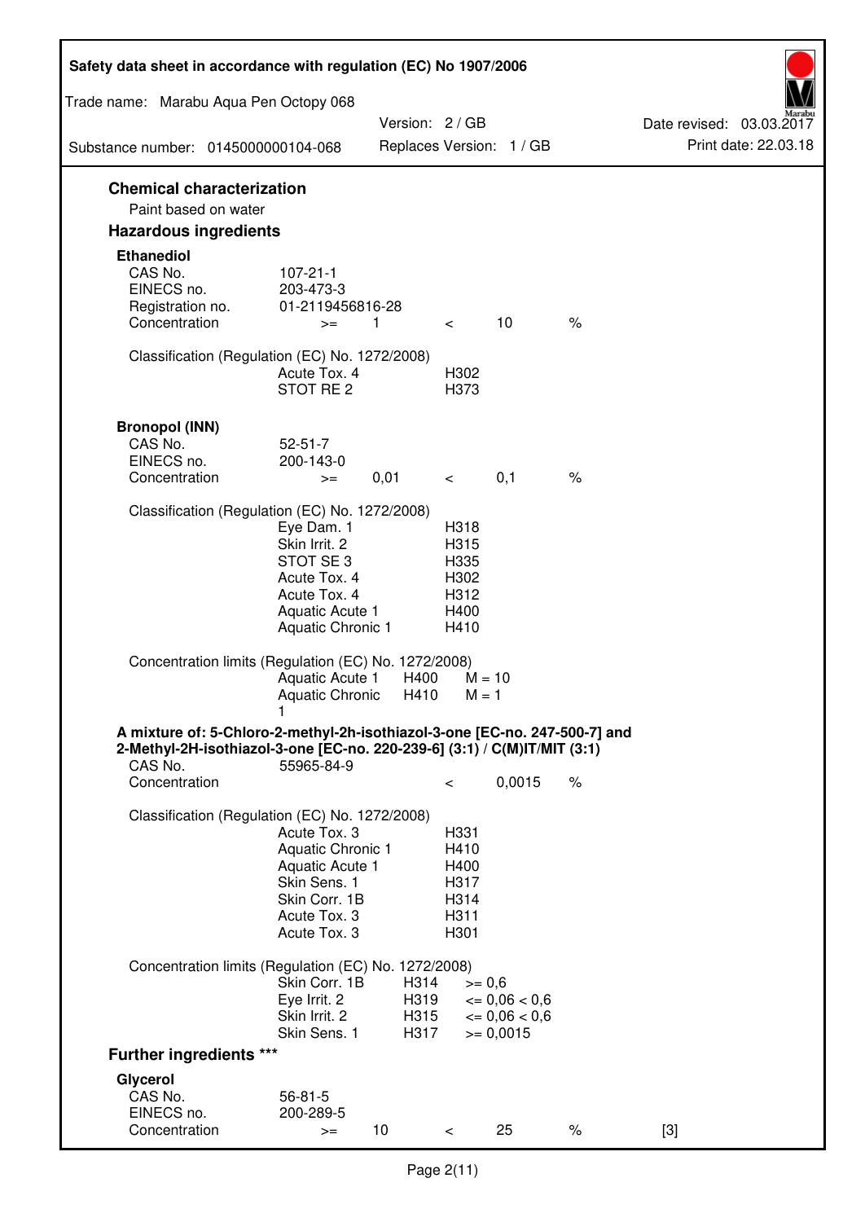## Chemical characterization

Paint based on water

## Hazardous ingredients

### Ethanediol

| | | | | | |
|---|---|---|---|---|---|
| CAS No. | 107-21-1 | | | | |
| EINECS no. | 203-473-3 | | | | |
| Registration no. | 01-2119456816-28 | | | | |
| Concentration | >= | 1 | < | 10 | % |

Classification (Regulation (EC) No. 1272/2008)

| | |
|---|---|
| Acute Tox. 4 | H302 |
| STOT RE 2 | H373 |

### Bronopol (INN)

| | | | | | |
|---|---|---|---|---|---|
| CAS No. | 52-51-7 | | | | |
| EINECS no. | 200-143-0 | | | | |
| Concentration | >= | 0,01 | < | 0,1 | % |

Classification (Regulation (EC) No. 1272/2008)

| | |
|---|---|
| Eye Dam. 1 | H318 |
| Skin Irrit. 2 | H315 |
| STOT SE 3 | H335 |
| Acute Tox. 4 | H302 |
| Acute Tox. 4 | H312 |
| Aquatic Acute 1 | H400 |
| Aquatic Chronic 1 | H410 |

Concentration limits (Regulation (EC) No. 1272/2008)

| | | |
|---|---|---|
| Aquatic Acute 1 | H400 | M = 10 |
| Aquatic Chronic 1 | H410 | M = 1 |

### A mixture of: 5-Chloro-2-methyl-2h-isothiazol-3-one [EC-no. 247-500-7] and 2-Methyl-2H-isothiazol-3-one [EC-no. 220-239-6] (3:1) / C(M)IT/MIT (3:1)

| | | | | |
|---|---|---|---|---|
| CAS No. | 55965-84-9 | | | |
| Concentration | | < | 0,0015 | % |

Classification (Regulation (EC) No. 1272/2008)

| | |
|---|---|
| Acute Tox. 3 | H331 |
| Aquatic Chronic 1 | H410 |
| Aquatic Acute 1 | H400 |
| Skin Sens. 1 | H317 |
| Skin Corr. 1B | H314 |
| Acute Tox. 3 | H311 |
| Acute Tox. 3 | H301 |

Concentration limits (Regulation (EC) No. 1272/2008)

| | | |
|---|---|---|
| Skin Corr. 1B | H314 | >= 0,6 |
| Eye Irrit. 2 | H319 | <= 0,06 < 0,6 |
| Skin Irrit. 2 | H315 | <= 0,06 < 0,6 |
| Skin Sens. 1 | H317 | >= 0,0015 |

## Further ingredients ***

### Glycerol

| | | | | | | |
|---|---|---|---|---|---|---|
| CAS No. | 56-81-5 | | | | | |
| EINECS no. | 200-289-5 | | | | | |
| Concentration | >= | 10 | < | 25 | % | [3] |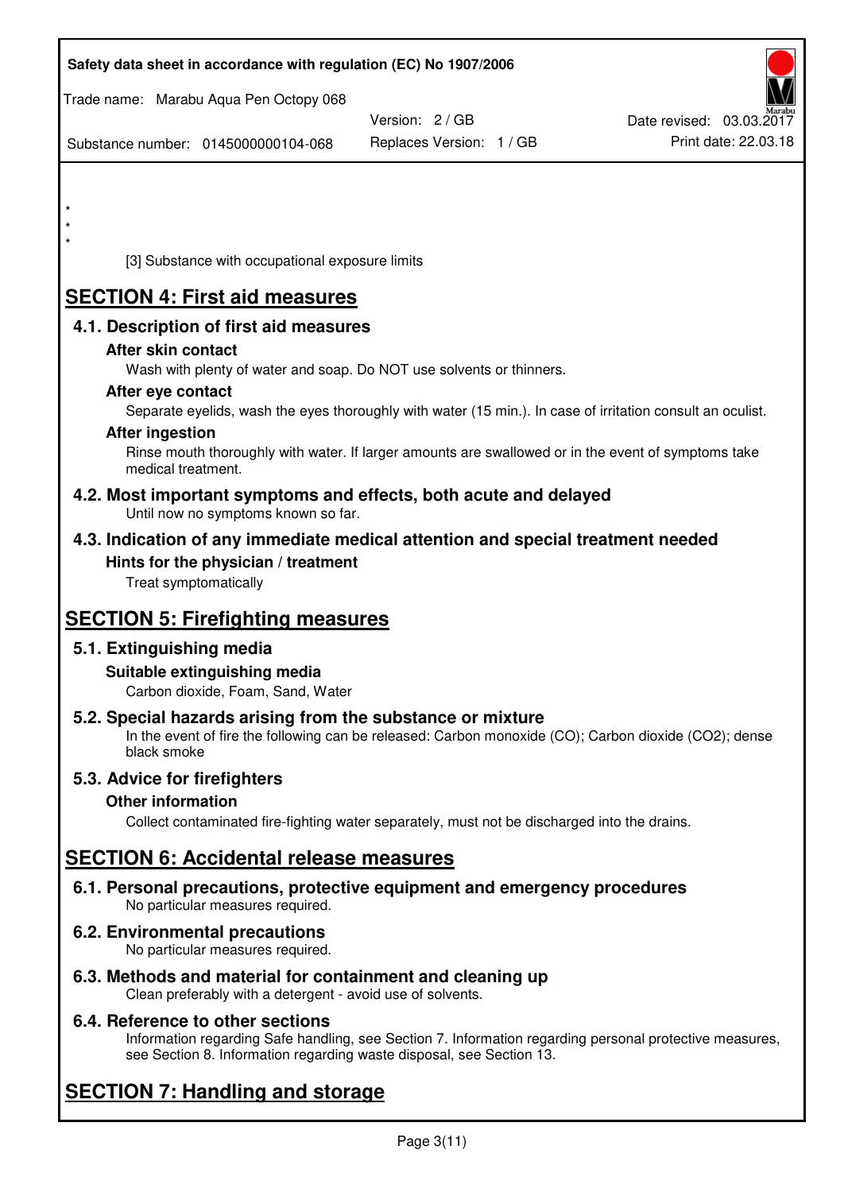*
*
*

[3] Substance with occupational exposure limits

# SECTION 4: First aid measures

## 4.1. Description of first aid measures

### After skin contact

Wash with plenty of water and soap. Do NOT use solvents or thinners.

### After eye contact

Separate eyelids, wash the eyes thoroughly with water (15 min.). In case of irritation consult an oculist.

### After ingestion

Rinse mouth thoroughly with water. If larger amounts are swallowed or in the event of symptoms take medical treatment.

## 4.2. Most important symptoms and effects, both acute and delayed

Until now no symptoms known so far.

## 4.3. Indication of any immediate medical attention and special treatment needed

### Hints for the physician / treatment

Treat symptomatically

# SECTION 5: Firefighting measures

## 5.1. Extinguishing media

### Suitable extinguishing media

Carbon dioxide, Foam, Sand, Water

## 5.2. Special hazards arising from the substance or mixture

In the event of fire the following can be released: Carbon monoxide (CO); Carbon dioxide ($CO_2$); dense black smoke

## 5.3. Advice for firefighters

### Other information

Collect contaminated fire-fighting water separately, must not be discharged into the drains.

# SECTION 6: Accidental release measures

## 6.1. Personal precautions, protective equipment and emergency procedures

No particular measures required.

## 6.2. Environmental precautions

No particular measures required.

## 6.3. Methods and material for containment and cleaning up

Clean preferably with a detergent - avoid use of solvents.

## 6.4. Reference to other sections

Information regarding Safe handling, see Section 7. Information regarding personal protective measures, see Section 8. Information regarding waste disposal, see Section 13.

# SECTION 7: Handling and storage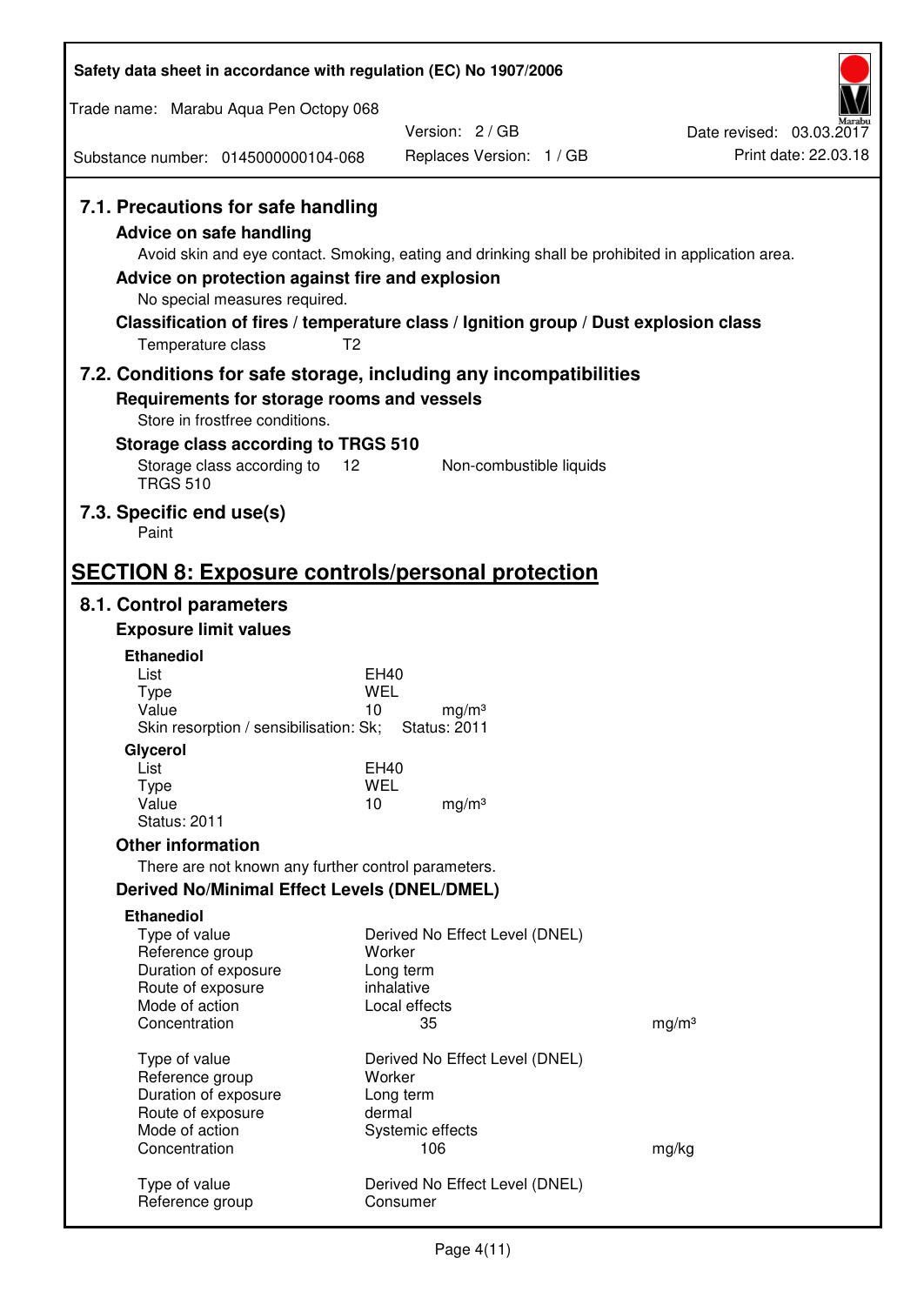### 7.1. Precautions for safe handling

**Advice on safe handling**

Avoid skin and eye contact. Smoking, eating and drinking shall be prohibited in application area.

**Advice on protection against fire and explosion**

No special measures required.

**Classification of fires / temperature class / Ignition group / Dust explosion class**

| | |
|---|---|
| Temperature class | T2 |

### 7.2. Conditions for safe storage, including any incompatibilities

**Requirements for storage rooms and vessels**

Store in frostfree conditions.

**Storage class according to TRGS 510**

| | | |
|---|---|---|
| Storage class according to TRGS 510 | 12 | Non-combustible liquids |

### 7.3. Specific end use(s)

Paint

## SECTION 8: Exposure controls/personal protection

### 8.1. Control parameters

**Exposure limit values**

**Ethanediol**

| | | |
|---|---|---|
| List | EH40 | |
| Type | WEL | |
| Value | 10 | mg/m³ |
| Skin resorption / sensibilisation: Sk; | Status: 2011 | |

**Glycerol**

| | | |
|---|---|---|
| List | EH40 | |
| Type | WEL | |
| Value | 10 | mg/m³ |
| Status: 2011 | | |

**Other information**

There are not known any further control parameters.

**Derived No/Minimal Effect Levels (DNEL/DMEL)**

**Ethanediol**

| | | |
|---|---|---|
| Type of value | Derived No Effect Level (DNEL) | |
| Reference group | Worker | |
| Duration of exposure | Long term | |
| Route of exposure | inhalative | |
| Mode of action | Local effects | |
| Concentration | 35 | mg/m³ |

| | | |
|---|---|---|
| Type of value | Derived No Effect Level (DNEL) | |
| Reference group | Worker | |
| Duration of exposure | Long term | |
| Route of exposure | dermal | |
| Mode of action | Systemic effects | |
| Concentration | 106 | mg/kg |

| | |
|---|---|
| Type of value | Derived No Effect Level (DNEL) |
| Reference group | Consumer |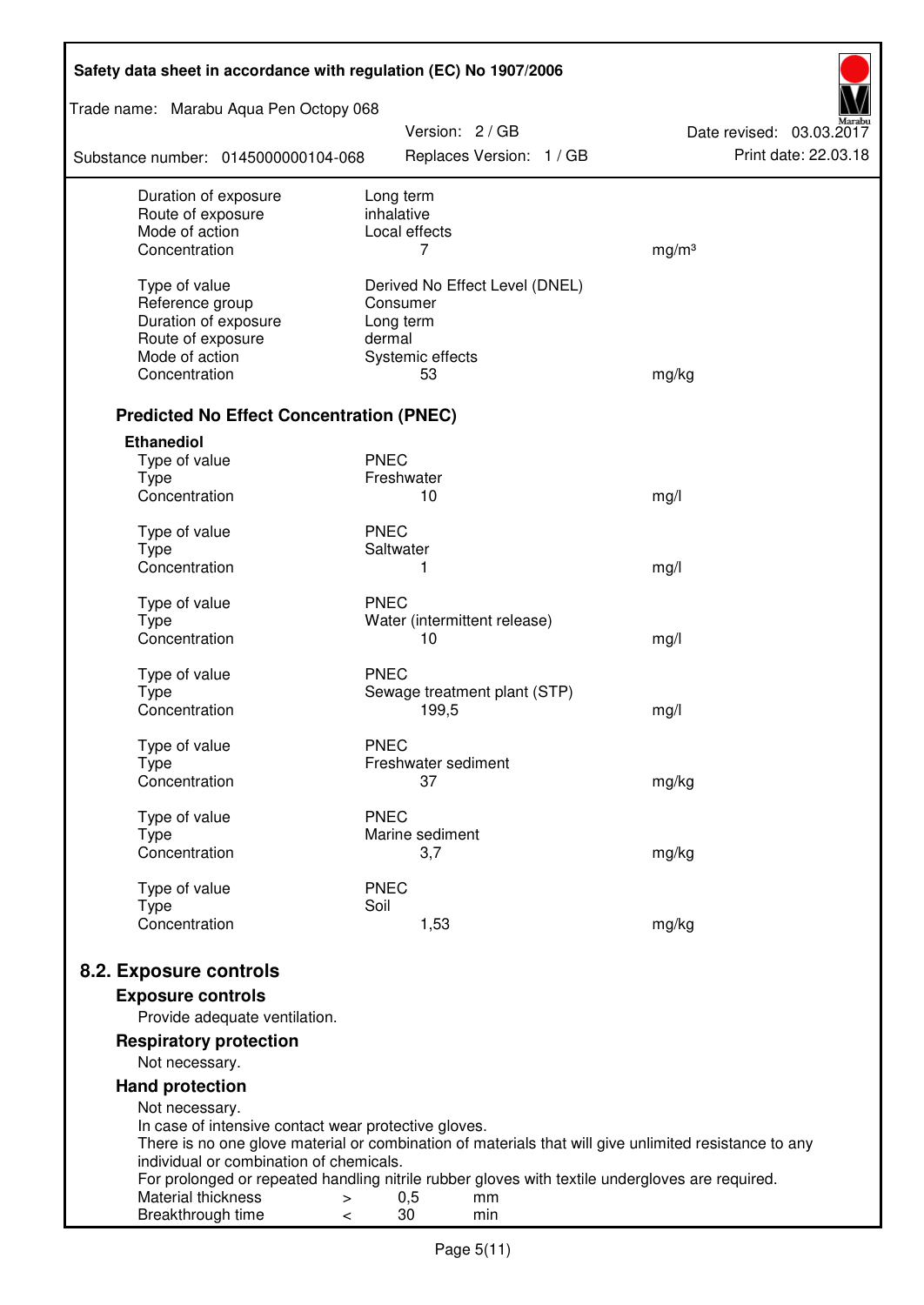| | | |
|---|---|---|
| Duration of exposure | Long term | |
| Route of exposure | inhalative | |
| Mode of action | Local effects | |
| Concentration | 7 | mg/m³ |

| | | |
|---|---|---|
| Type of value | Derived No Effect Level (DNEL) | |
| Reference group | Consumer | |
| Duration of exposure | Long term | |
| Route of exposure | dermal | |
| Mode of action | Systemic effects | |
| Concentration | 53 | mg/kg |

### Predicted No Effect Concentration (PNEC)

**Ethanediol**

| | | |
|---|---|---|
| Type of value | PNEC | |
| Type | Freshwater | |
| Concentration | 10 | mg/l |

| | | |
|---|---|---|
| Type of value | PNEC | |
| Type | Saltwater | |
| Concentration | 1 | mg/l |

| | | |
|---|---|---|
| Type of value | PNEC | |
| Type | Water (intermittent release) | |
| Concentration | 10 | mg/l |

| | | |
|---|---|---|
| Type of value | PNEC | |
| Type | Sewage treatment plant (STP) | |
| Concentration | 199,5 | mg/l |

| | | |
|---|---|---|
| Type of value | PNEC | |
| Type | Freshwater sediment | |
| Concentration | 37 | mg/kg |

| | | |
|---|---|---|
| Type of value | PNEC | |
| Type | Marine sediment | |
| Concentration | 3,7 | mg/kg |

| | | |
|---|---|---|
| Type of value | PNEC | |
| Type | Soil | |
| Concentration | 1,53 | mg/kg |

## 8.2. Exposure controls

### Exposure controls

Provide adequate ventilation.

### Respiratory protection

Not necessary.

### Hand protection

Not necessary.
In case of intensive contact wear protective gloves.
There is no one glove material or combination of materials that will give unlimited resistance to any individual or combination of chemicals.
For prolonged or repeated handling nitrile rubber gloves with textile undergloves are required.

| | | | |
|---|---|---|---|
| Material thickness | > | 0,5 | mm |
| Breakthrough time | < | 30 | min |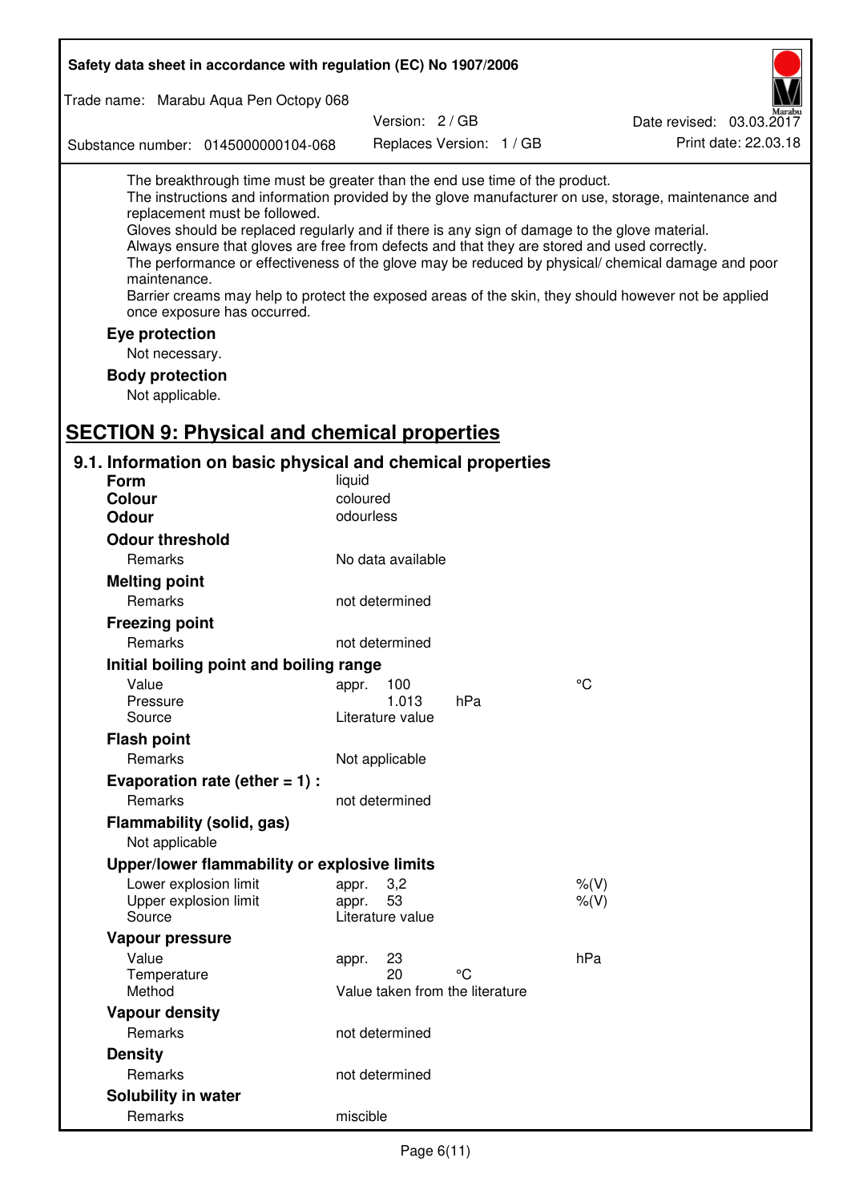The breakthrough time must be greater than the end use time of the product.
The instructions and information provided by the glove manufacturer on use, storage, maintenance and replacement must be followed.
Gloves should be replaced regularly and if there is any sign of damage to the glove material.
Always ensure that gloves are free from defects and that they are stored and used correctly.
The performance or effectiveness of the glove may be reduced by physical/ chemical damage and poor maintenance.
Barrier creams may help to protect the exposed areas of the skin, they should however not be applied once exposure has occurred.

**Eye protection**

Not necessary.

**Body protection**

Not applicable.

## SECTION 9: Physical and chemical properties

### 9.1. Information on basic physical and chemical properties

| | | | |
|---|---|---|---|
| **Form** | liquid | | |
| **Colour** | coloured | | |
| **Odour** | odourless | | |
| **Odour threshold** | | | |
| Remarks | No data available | | |
| **Melting point** | | | |
| Remarks | not determined | | |
| **Freezing point** | | | |
| Remarks | not determined | | |
| **Initial boiling point and boiling range** | | | |
| Value | appr. 100 | | °C |
| Pressure | 1.013 | hPa | |
| Source | Literature value | | |
| **Flash point** | | | |
| Remarks | Not applicable | | |
| **Evaporation rate (ether = 1) :** | | | |
| Remarks | not determined | | |
| **Flammability (solid, gas)** | | | |
| Not applicable | | | |
| **Upper/lower flammability or explosive limits** | | | |
| Lower explosion limit | appr. 3,2 | | %(V) |
| Upper explosion limit | appr. 53 | | %(V) |
| Source | Literature value | | |
| **Vapour pressure** | | | |
| Value | appr. 23 | | hPa |
| Temperature | 20 | °C | |
| Method | Value taken from the literature | | |
| **Vapour density** | | | |
| Remarks | not determined | | |
| **Density** | | | |
| Remarks | not determined | | |
| **Solubility in water** | | | |
| Remarks | miscible | | |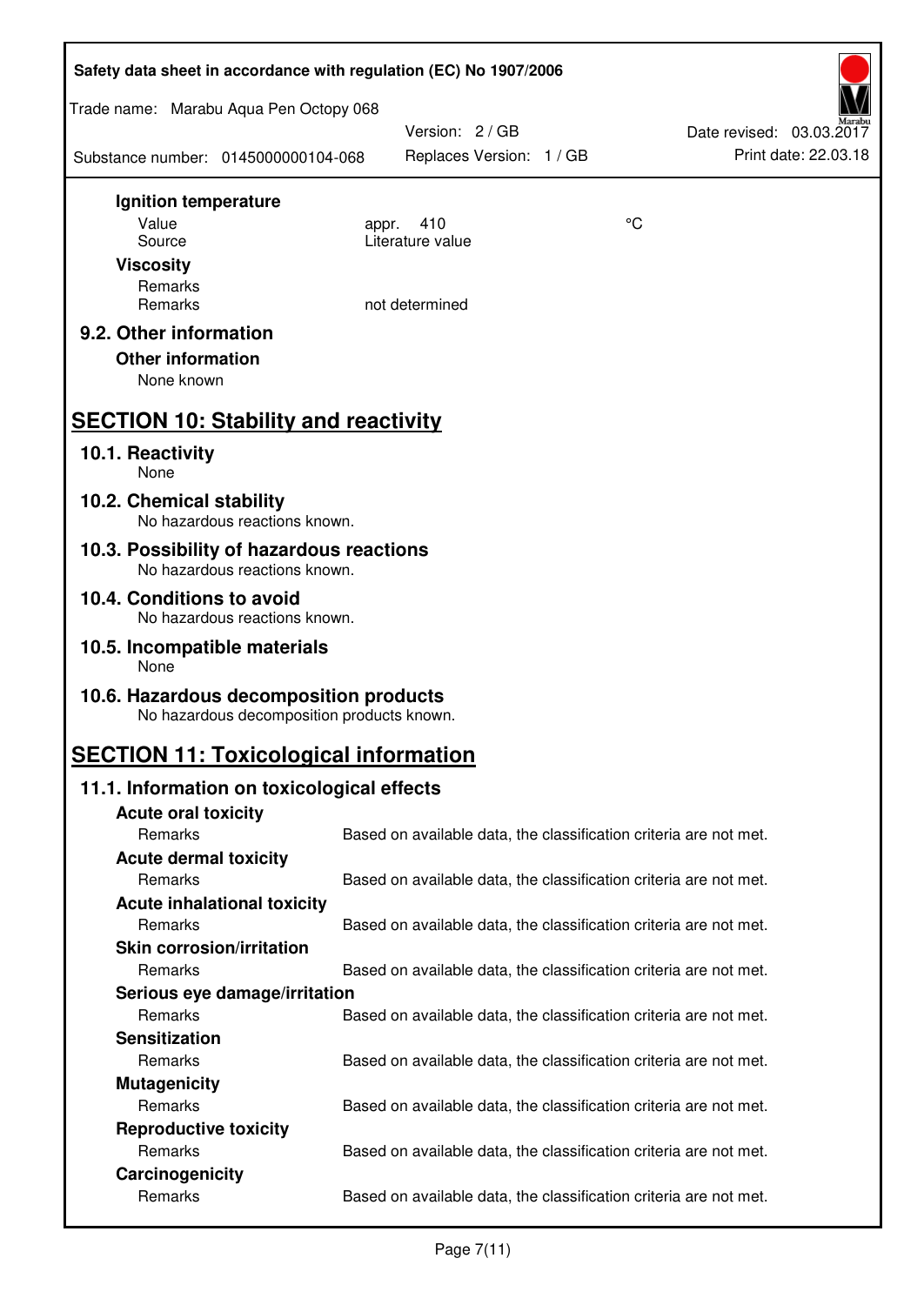**Ignition temperature**

| | | |
|---|---|---|
| Value | appr. 410 | °C |
| Source | Literature value | |

**Viscosity**

Remarks

| | |
|---|---|
| Remarks | not determined |

### 9.2. Other information

**Other information**

None known

## SECTION 10: Stability and reactivity

### 10.1. Reactivity

None

### 10.2. Chemical stability

No hazardous reactions known.

### 10.3. Possibility of hazardous reactions

No hazardous reactions known.

### 10.4. Conditions to avoid

No hazardous reactions known.

### 10.5. Incompatible materials

None

### 10.6. Hazardous decomposition products

No hazardous decomposition products known.

## SECTION 11: Toxicological information

### 11.1. Information on toxicological effects

**Acute oral toxicity**

| | |
|---|---|
| Remarks | Based on available data, the classification criteria are not met. |

**Acute dermal toxicity**

| | |
|---|---|
| Remarks | Based on available data, the classification criteria are not met. |

**Acute inhalational toxicity**

| | |
|---|---|
| Remarks | Based on available data, the classification criteria are not met. |

**Skin corrosion/irritation**

| | |
|---|---|
| Remarks | Based on available data, the classification criteria are not met. |

**Serious eye damage/irritation**

| | |
|---|---|
| Remarks | Based on available data, the classification criteria are not met. |

**Sensitization**

| | |
|---|---|
| Remarks | Based on available data, the classification criteria are not met. |

**Mutagenicity**

| | |
|---|---|
| Remarks | Based on available data, the classification criteria are not met. |

**Reproductive toxicity**

| | |
|---|---|
| Remarks | Based on available data, the classification criteria are not met. |

**Carcinogenicity**

| | |
|---|---|
| Remarks | Based on available data, the classification criteria are not met. |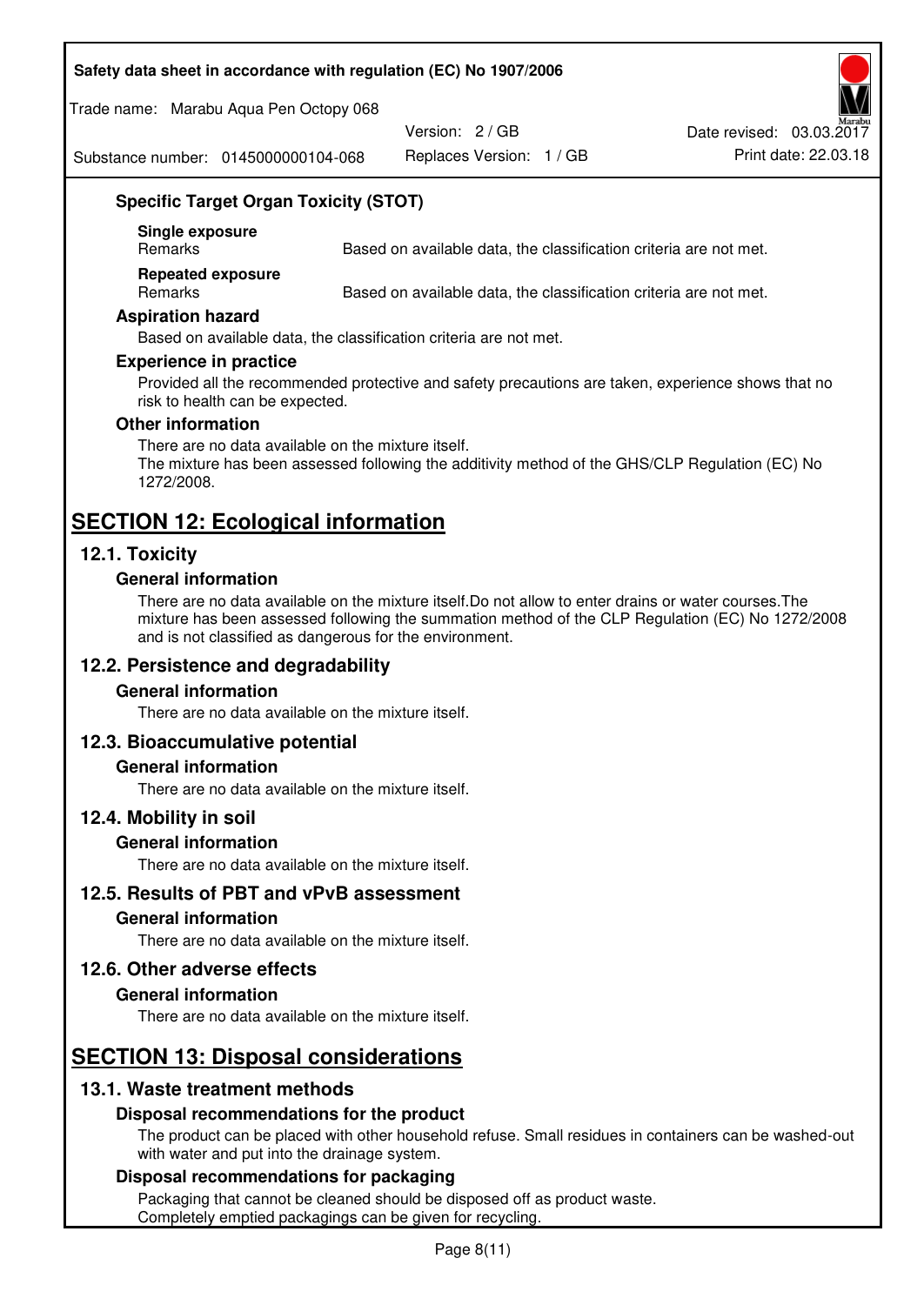### Specific Target Organ Toxicity (STOT)

**Single exposure**

| Remarks | Based on available data, the classification criteria are not met. |
| --- | --- |

**Repeated exposure**

| Remarks | Based on available data, the classification criteria are not met. |
| --- | --- |

### Aspiration hazard

Based on available data, the classification criteria are not met.

### Experience in practice

Provided all the recommended protective and safety precautions are taken, experience shows that no risk to health can be expected.

### Other information

There are no data available on the mixture itself.
The mixture has been assessed following the additivity method of the GHS/CLP Regulation (EC) No 1272/2008.

# SECTION 12: Ecological information

## 12.1. Toxicity

### General information

There are no data available on the mixture itself.Do not allow to enter drains or water courses.The mixture has been assessed following the summation method of the CLP Regulation (EC) No 1272/2008 and is not classified as dangerous for the environment.

## 12.2. Persistence and degradability

### General information

There are no data available on the mixture itself.

## 12.3. Bioaccumulative potential

### General information

There are no data available on the mixture itself.

## 12.4. Mobility in soil

### General information

There are no data available on the mixture itself.

## 12.5. Results of PBT and vPvB assessment

### General information

There are no data available on the mixture itself.

## 12.6. Other adverse effects

### General information

There are no data available on the mixture itself.

# SECTION 13: Disposal considerations

## 13.1. Waste treatment methods

### Disposal recommendations for the product

The product can be placed with other household refuse. Small residues in containers can be washed-out with water and put into the drainage system.

### Disposal recommendations for packaging

Packaging that cannot be cleaned should be disposed off as product waste.
Completely emptied packagings can be given for recycling.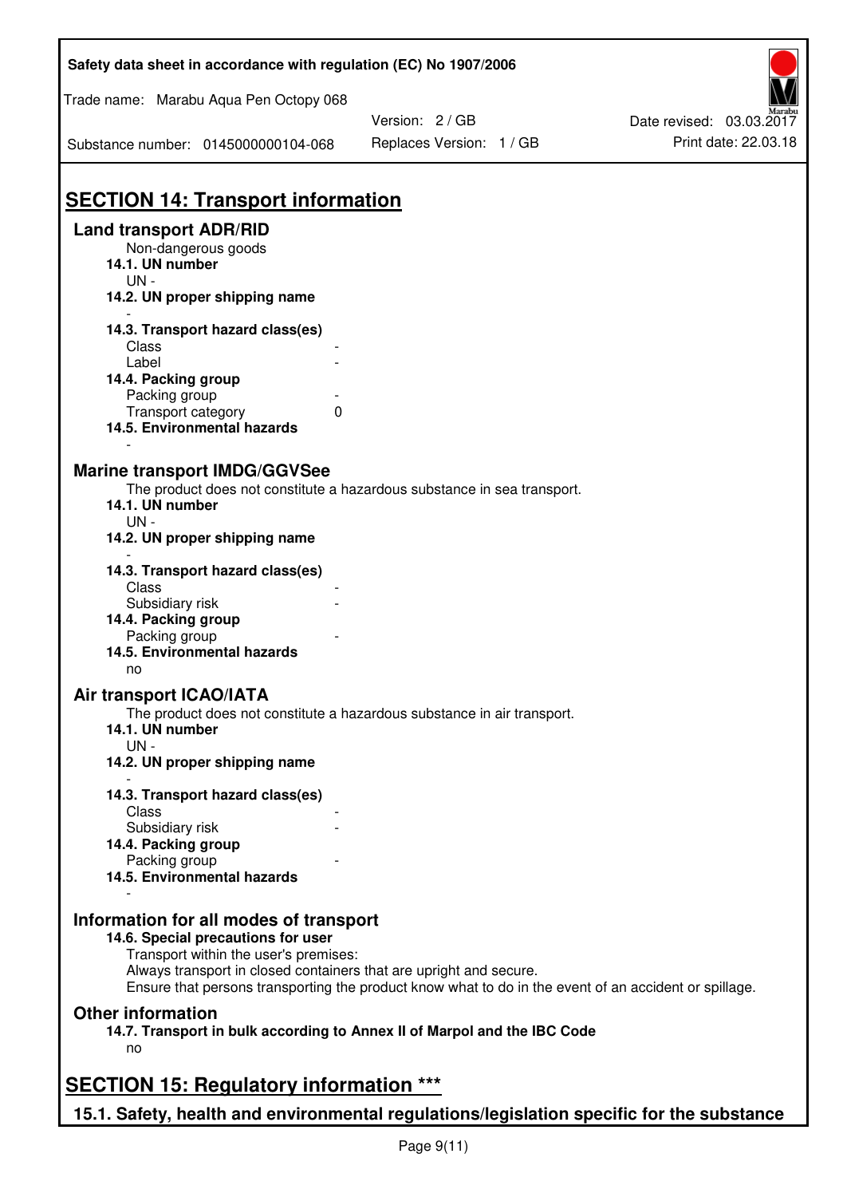## SECTION 14: Transport information

### Land transport ADR/RID

Non-dangerous goods

**14.1. UN number**

UN -

**14.2. UN proper shipping name**

-

**14.3. Transport hazard class(es)**

Class -

Label -

**14.4. Packing group**

Packing group -

Transport category 0

**14.5. Environmental hazards**

-

### Marine transport IMDG/GGVSee

The product does not constitute a hazardous substance in sea transport.

**14.1. UN number**

UN -

**14.2. UN proper shipping name**

-

**14.3. Transport hazard class(es)**

Class -

Subsidiary risk -

**14.4. Packing group**

Packing group -

**14.5. Environmental hazards**

no

### Air transport ICAO/IATA

The product does not constitute a hazardous substance in air transport.

**14.1. UN number**

UN -

**14.2. UN proper shipping name**

-

**14.3. Transport hazard class(es)**

Class -

Subsidiary risk -

**14.4. Packing group**

Packing group -

**14.5. Environmental hazards**

-

### Information for all modes of transport

**14.6. Special precautions for user**

Transport within the user's premises:
Always transport in closed containers that are upright and secure.
Ensure that persons transporting the product know what to do in the event of an accident or spillage.

### Other information

**14.7. Transport in bulk according to Annex II of Marpol and the IBC Code**

no

## SECTION 15: Regulatory information ***

### 15.1. Safety, health and environmental regulations/legislation specific for the substance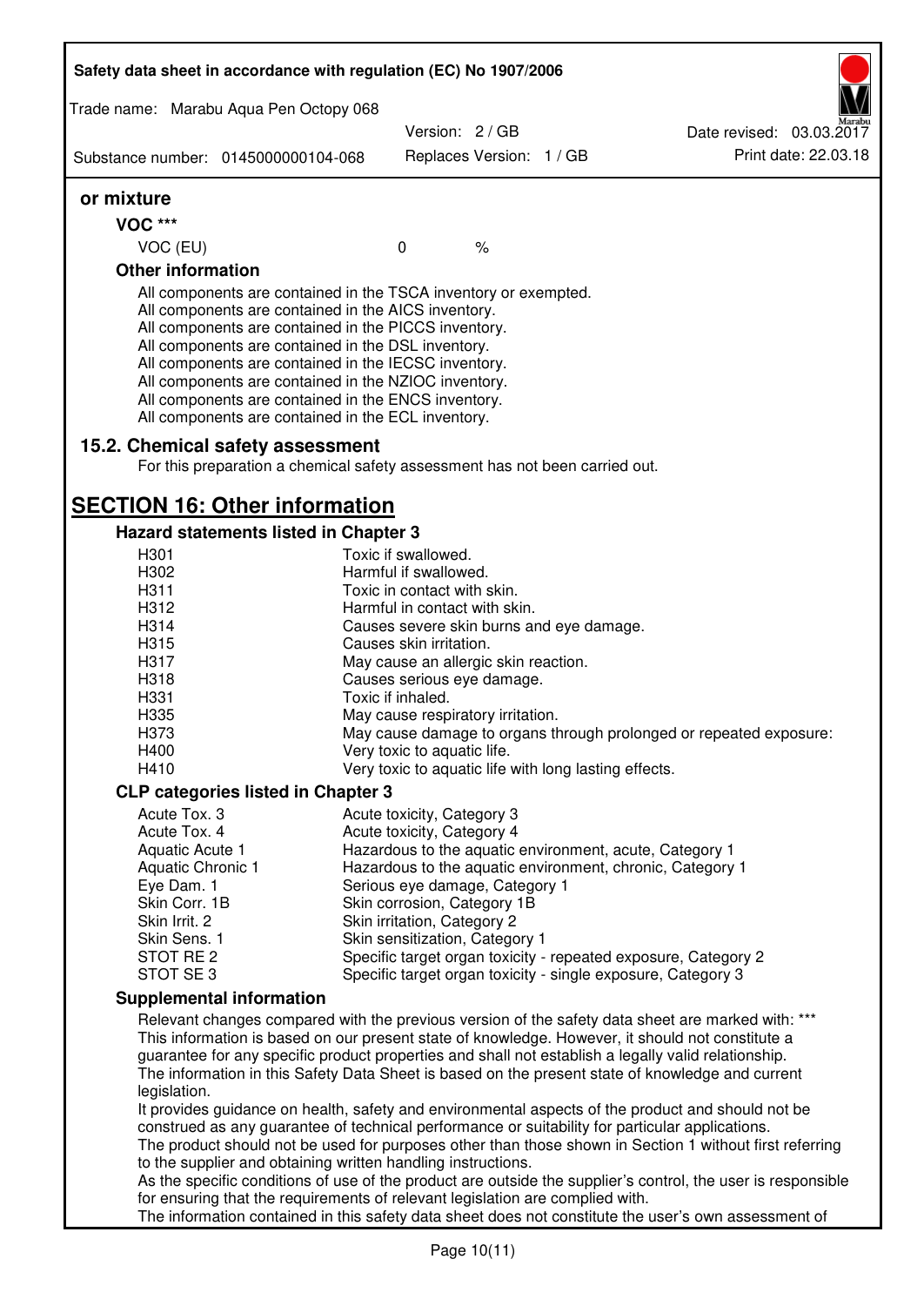or mixture

**VOC \*\*\***

| VOC (EU) | 0 | % |
|---|---|---|

**Other information**

All components are contained in the TSCA inventory or exempted.
All components are contained in the AICS inventory.
All components are contained in the PICCS inventory.
All components are contained in the DSL inventory.
All components are contained in the IECSC inventory.
All components are contained in the NZIOC inventory.
All components are contained in the ENCS inventory.
All components are contained in the ECL inventory.

## 15.2. Chemical safety assessment

For this preparation a chemical safety assessment has not been carried out.

# SECTION 16: Other information

### Hazard statements listed in Chapter 3

| | |
|---|---|
| H301 | Toxic if swallowed. |
| H302 | Harmful if swallowed. |
| H311 | Toxic in contact with skin. |
| H312 | Harmful in contact with skin. |
| H314 | Causes severe skin burns and eye damage. |
| H315 | Causes skin irritation. |
| H317 | May cause an allergic skin reaction. |
| H318 | Causes serious eye damage. |
| H331 | Toxic if inhaled. |
| H335 | May cause respiratory irritation. |
| H373 | May cause damage to organs through prolonged or repeated exposure: |
| H400 | Very toxic to aquatic life. |
| H410 | Very toxic to aquatic life with long lasting effects. |

### CLP categories listed in Chapter 3

| | |
|---|---|
| Acute Tox. 3 | Acute toxicity, Category 3 |
| Acute Tox. 4 | Acute toxicity, Category 4 |
| Aquatic Acute 1 | Hazardous to the aquatic environment, acute, Category 1 |
| Aquatic Chronic 1 | Hazardous to the aquatic environment, chronic, Category 1 |
| Eye Dam. 1 | Serious eye damage, Category 1 |
| Skin Corr. 1B | Skin corrosion, Category 1B |
| Skin Irrit. 2 | Skin irritation, Category 2 |
| Skin Sens. 1 | Skin sensitization, Category 1 |
| STOT RE 2 | Specific target organ toxicity - repeated exposure, Category 2 |
| STOT SE 3 | Specific target organ toxicity - single exposure, Category 3 |

### Supplemental information

Relevant changes compared with the previous version of the safety data sheet are marked with: \*\*\*
This information is based on our present state of knowledge. However, it should not constitute a guarantee for any specific product properties and shall not establish a legally valid relationship.
The information in this Safety Data Sheet is based on the present state of knowledge and current legislation.
It provides guidance on health, safety and environmental aspects of the product and should not be construed as any guarantee of technical performance or suitability for particular applications.
The product should not be used for purposes other than those shown in Section 1 without first referring to the supplier and obtaining written handling instructions.
As the specific conditions of use of the product are outside the supplier's control, the user is responsible for ensuring that the requirements of relevant legislation are complied with.
The information contained in this safety data sheet does not constitute the user's own assessment of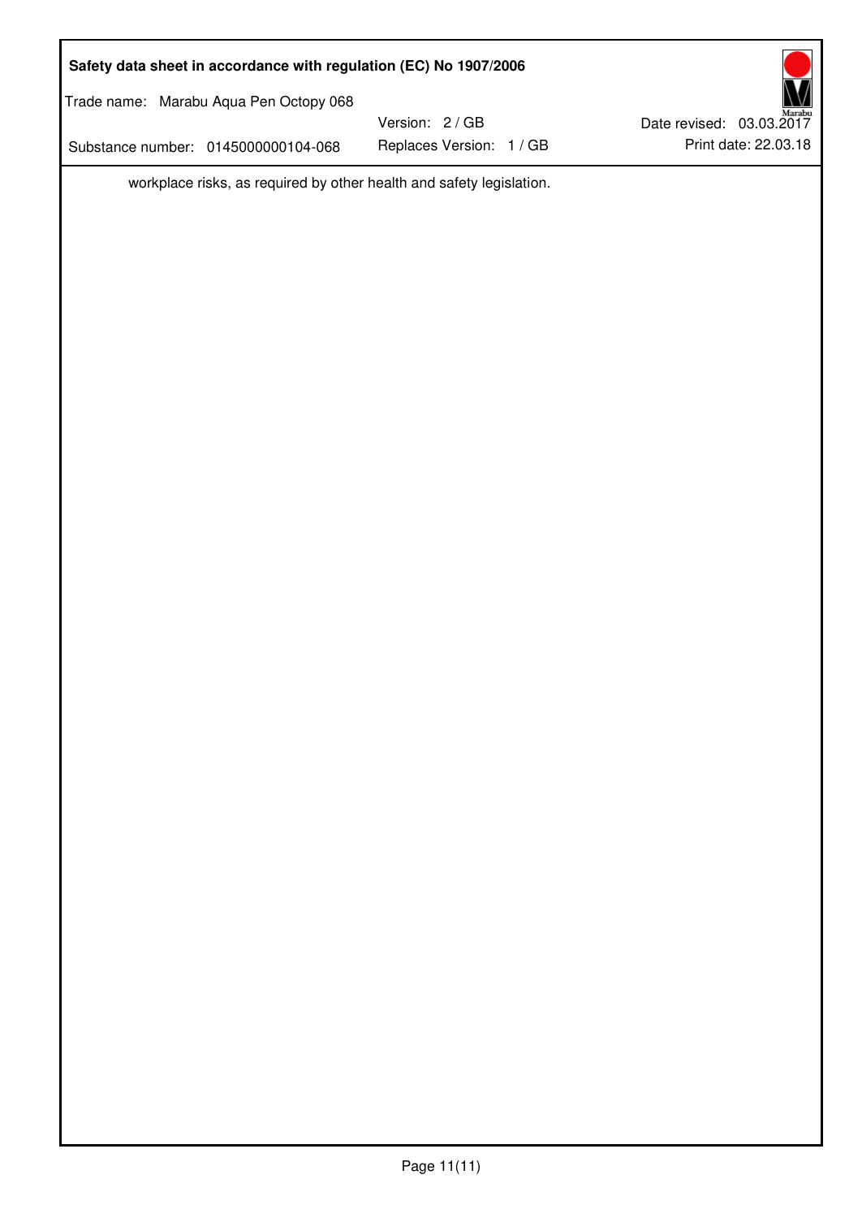workplace risks, as required by other health and safety legislation.